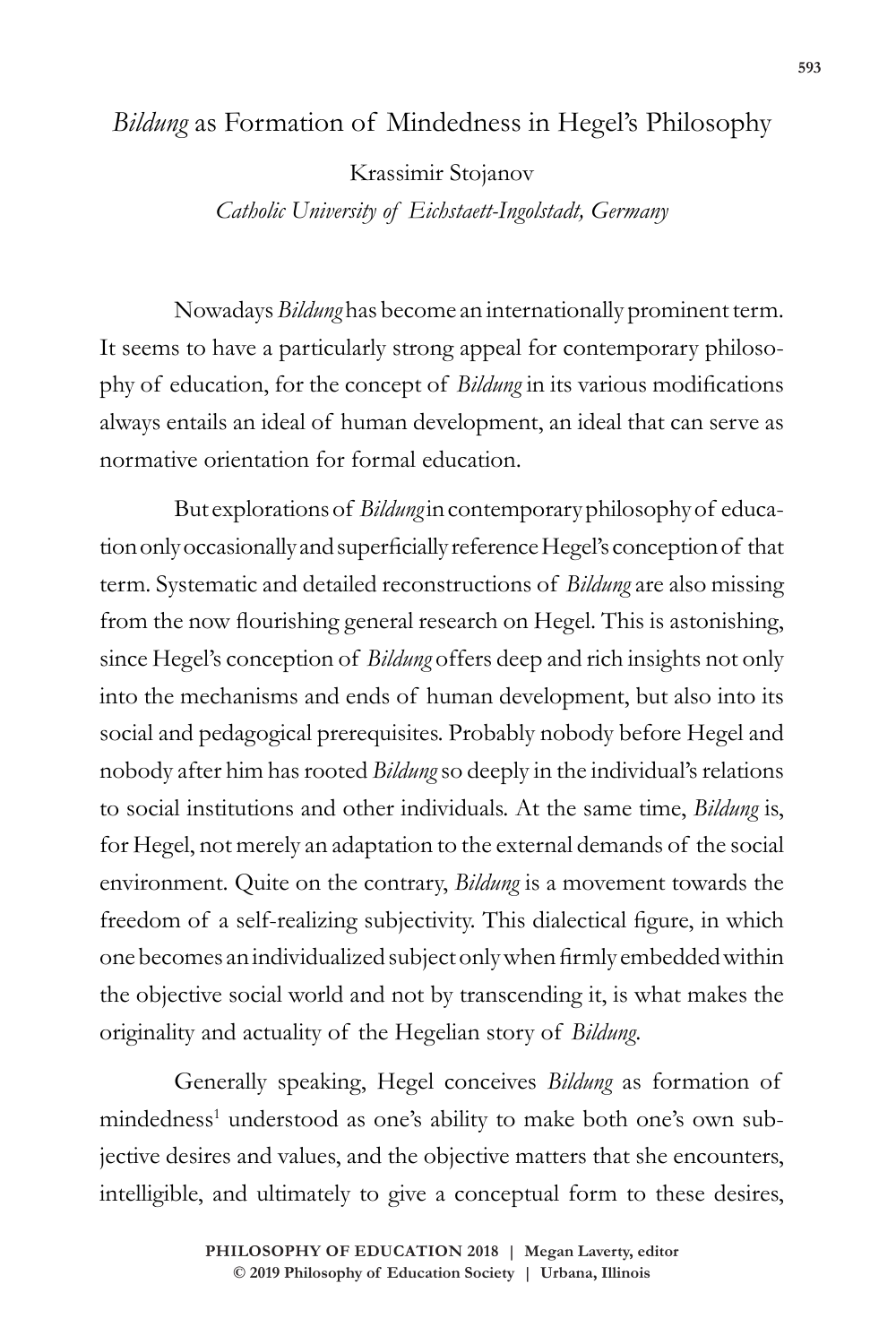# *Bildung* as Formation of Mindedness in Hegel's Philosophy

Krassimir Stojanov

*Catholic University of Eichstaett-Ingolstadt, Germany*

Nowadays *Bildung* has become an internationally prominent term. It seems to have a particularly strong appeal for contemporary philosophy of education, for the concept of *Bildung* in its various modifications always entails an ideal of human development, an ideal that can serve as normative orientation for formal education.

But explorations of *Bildung* in contemporary philosophy of education only occasionally and superficially reference Hegel's conception of that term. Systematic and detailed reconstructions of *Bildung* are also missing from the now flourishing general research on Hegel. This is astonishing, since Hegel's conception of *Bildung* offers deep and rich insights not only into the mechanisms and ends of human development, but also into its social and pedagogical prerequisites. Probably nobody before Hegel and nobody after him has rooted *Bildung* so deeply in the individual's relations to social institutions and other individuals. At the same time, *Bildung* is, for Hegel, not merely an adaptation to the external demands of the social environment. Quite on the contrary, *Bildung* is a movement towards the freedom of a self-realizing subjectivity. This dialectical figure, in which one becomes an individualized subject only when firmly embedded within the objective social world and not by transcending it, is what makes the originality and actuality of the Hegelian story of *Bildung*.

Generally speaking, Hegel conceives *Bildung* as formation of mindedness[1] understood as one's ability to make both one's own subjective desires and values, and the objective matters that she encounters, intelligible, and ultimately to give a conceptual form to these desires,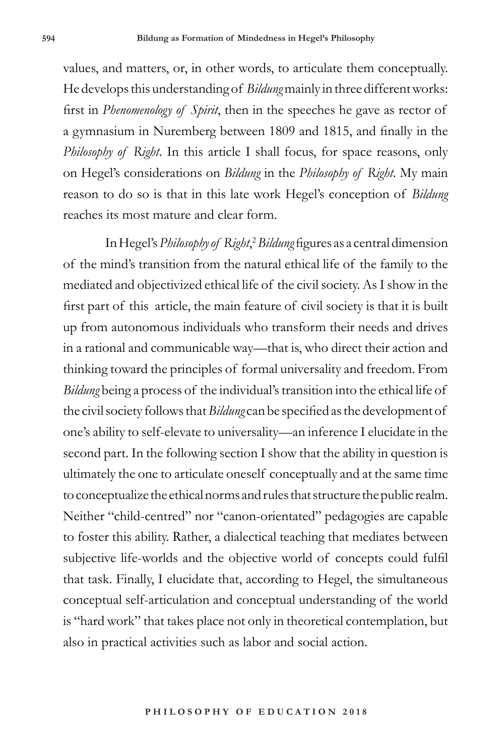values, and matters, or, in other words, to articulate them conceptually. He develops this understanding of *Bildung* mainly in three different works: first in *Phenomenology of Spirit*, then in the speeches he gave as rector of a gymnasium in Nuremberg between 1809 and 1815, and finally in the *Philosophy of Right*. In this article I shall focus, for space reasons, only on Hegel's considerations on *Bildung* in the *Philosophy of Right*. My main reason to do so is that in this late work Hegel's conception of *Bildung* reaches its most mature and clear form.

In Hegel's *Philosophy of Right*,[2] *Bildung* figures as a central dimension of the mind's transition from the natural ethical life of the family to the mediated and objectivized ethical life of the civil society. As I show in the first part of this article, the main feature of civil society is that it is built up from autonomous individuals who transform their needs and drives in a rational and communicable way—that is, who direct their action and thinking toward the principles of formal universality and freedom. From *Bildung* being a process of the individual's transition into the ethical life of the civil society follows that *Bildung* can be specified as the development of one's ability to self-elevate to universality—an inference I elucidate in the second part. In the following section I show that the ability in question is ultimately the one to articulate oneself conceptually and at the same time to conceptualize the ethical norms and rules that structure the public realm. Neither "child-centred" nor "canon-orientated" pedagogies are capable to foster this ability. Rather, a dialectical teaching that mediates between subjective life-worlds and the objective world of concepts could fulfil that task. Finally, I elucidate that, according to Hegel, the simultaneous conceptual self-articulation and conceptual understanding of the world is "hard work" that takes place not only in theoretical contemplation, but also in practical activities such as labor and social action.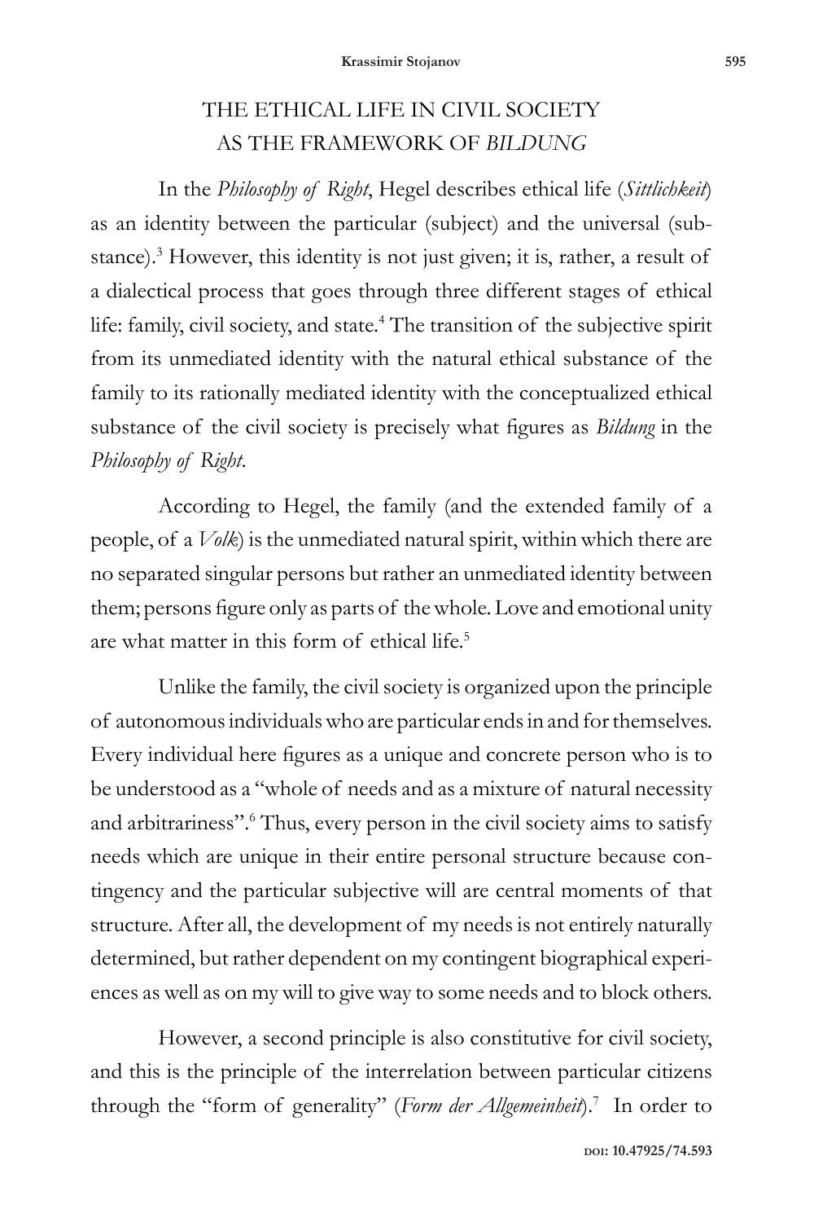## THE ETHICAL LIFE IN CIVIL SOCIETY AS THE FRAMEWORK OF *BILDUNG*

In the *Philosophy of Right*, Hegel describes ethical life (*Sittlichkeit*) as an identity between the particular (subject) and the universal (substance).[3] However, this identity is not just given; it is, rather, a result of a dialectical process that goes through three different stages of ethical life: family, civil society, and state.[4] The transition of the subjective spirit from its unmediated identity with the natural ethical substance of the family to its rationally mediated identity with the conceptualized ethical substance of the civil society is precisely what figures as *Bildung* in the *Philosophy of Right*.

According to Hegel, the family (and the extended family of a people, of a *Volk*) is the unmediated natural spirit, within which there are no separated singular persons but rather an unmediated identity between them; persons figure only as parts of the whole. Love and emotional unity are what matter in this form of ethical life.[5]

Unlike the family, the civil society is organized upon the principle of autonomous individuals who are particular ends in and for themselves. Every individual here figures as a unique and concrete person who is to be understood as a "whole of needs and as a mixture of natural necessity and arbitrariness".[6] Thus, every person in the civil society aims to satisfy needs which are unique in their entire personal structure because contingency and the particular subjective will are central moments of that structure. After all, the development of my needs is not entirely naturally determined, but rather dependent on my contingent biographical experiences as well as on my will to give way to some needs and to block others.

However, a second principle is also constitutive for civil society, and this is the principle of the interrelation between particular citizens through the "form of generality" (*Form der Allgemeinheit*).[7] In order to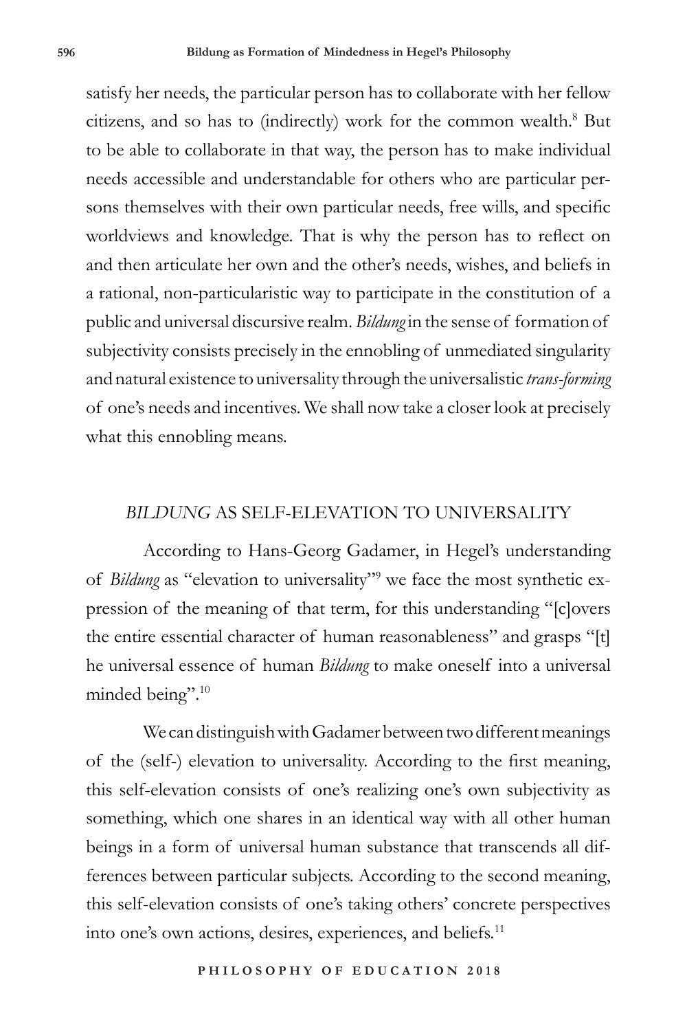satisfy her needs, the particular person has to collaborate with her fellow citizens, and so has to (indirectly) work for the common wealth.[8] But to be able to collaborate in that way, the person has to make individual needs accessible and understandable for others who are particular persons themselves with their own particular needs, free wills, and specific worldviews and knowledge. That is why the person has to reflect on and then articulate her own and the other's needs, wishes, and beliefs in a rational, non-particularistic way to participate in the constitution of a public and universal discursive realm. *Bildung* in the sense of formation of subjectivity consists precisely in the ennobling of unmediated singularity and natural existence to universality through the universalistic *trans-forming* of one's needs and incentives. We shall now take a closer look at precisely what this ennobling means.

## *BILDUNG* AS SELF-ELEVATION TO UNIVERSALITY

According to Hans-Georg Gadamer, in Hegel's understanding of *Bildung* as "elevation to universality"[9] we face the most synthetic expression of the meaning of that term, for this understanding "[c]overs the entire essential character of human reasonableness" and grasps "[t]he universal essence of human *Bildung* to make oneself into a universal minded being".[10]

We can distinguish with Gadamer between two different meanings of the (self-) elevation to universality. According to the first meaning, this self-elevation consists of one's realizing one's own subjectivity as something, which one shares in an identical way with all other human beings in a form of universal human substance that transcends all differences between particular subjects. According to the second meaning, this self-elevation consists of one's taking others' concrete perspectives into one's own actions, desires, experiences, and beliefs.[11]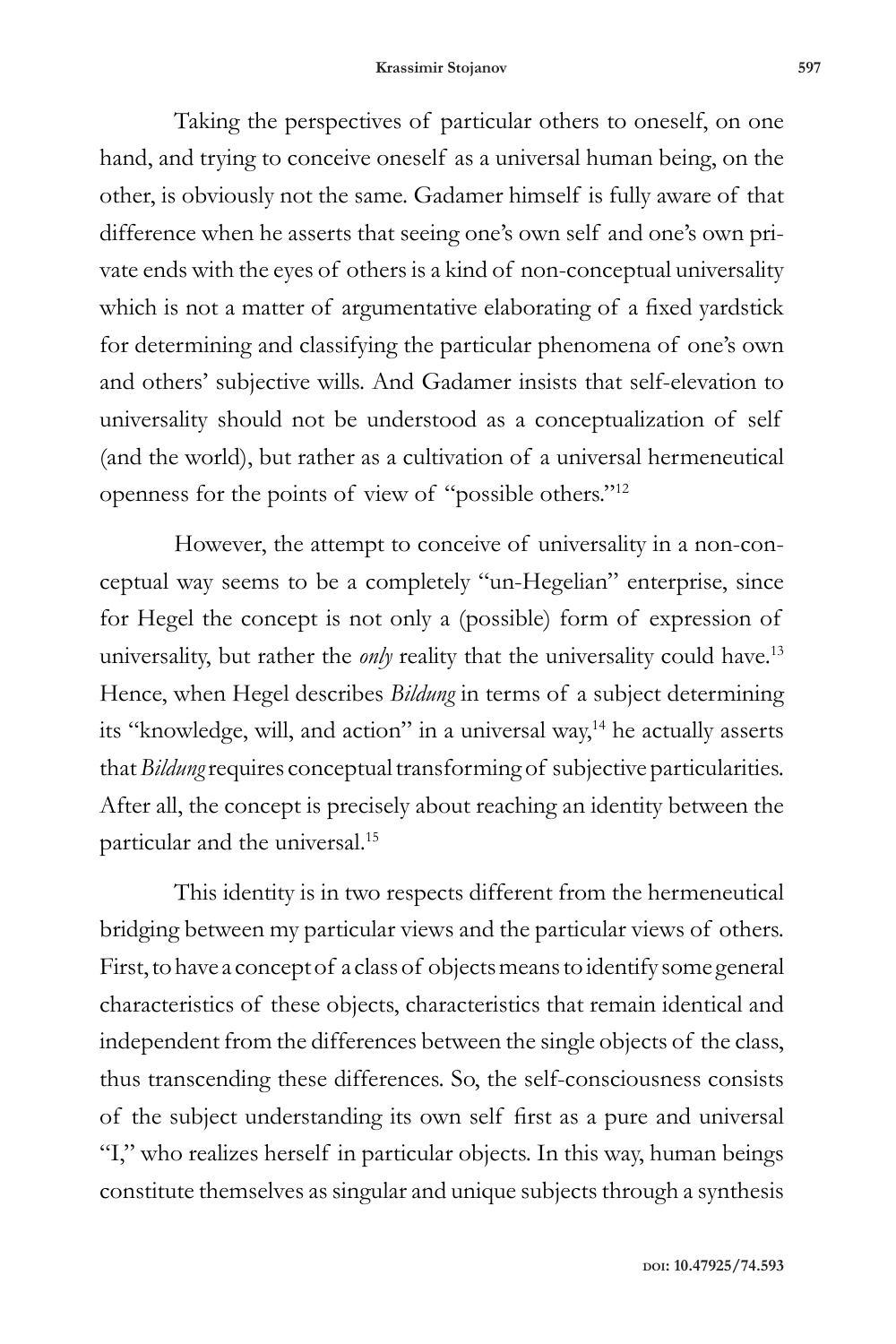Taking the perspectives of particular others to oneself, on one hand, and trying to conceive oneself as a universal human being, on the other, is obviously not the same. Gadamer himself is fully aware of that difference when he asserts that seeing one's own self and one's own private ends with the eyes of others is a kind of non-conceptual universality which is not a matter of argumentative elaborating of a fixed yardstick for determining and classifying the particular phenomena of one's own and others' subjective wills. And Gadamer insists that self-elevation to universality should not be understood as a conceptualization of self (and the world), but rather as a cultivation of a universal hermeneutical openness for the points of view of "possible others."[12]

However, the attempt to conceive of universality in a non-conceptual way seems to be a completely "un-Hegelian" enterprise, since for Hegel the concept is not only a (possible) form of expression of universality, but rather the *only* reality that the universality could have.[13] Hence, when Hegel describes *Bildung* in terms of a subject determining its "knowledge, will, and action" in a universal way,[14] he actually asserts that *Bildung* requires conceptual transforming of subjective particularities. After all, the concept is precisely about reaching an identity between the particular and the universal.[15]

This identity is in two respects different from the hermeneutical bridging between my particular views and the particular views of others. First, to have a concept of a class of objects means to identify some general characteristics of these objects, characteristics that remain identical and independent from the differences between the single objects of the class, thus transcending these differences. So, the self-consciousness consists of the subject understanding its own self first as a pure and universal "I," who realizes herself in particular objects. In this way, human beings constitute themselves as singular and unique subjects through a synthesis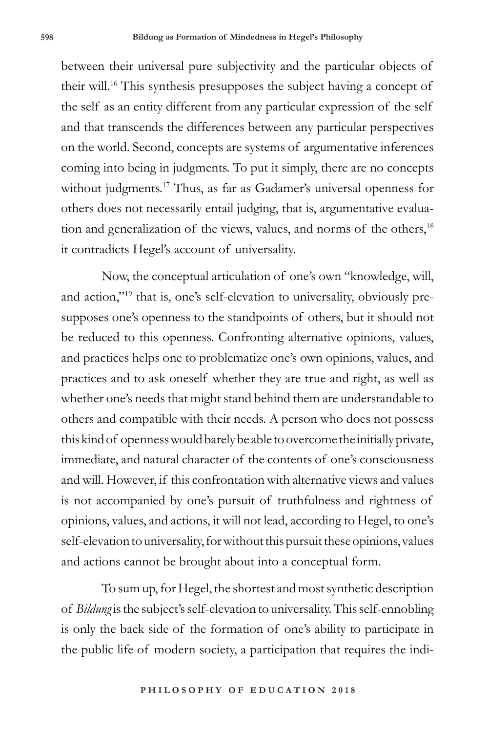between their universal pure subjectivity and the particular objects of their will.[16] This synthesis presupposes the subject having a concept of the self as an entity different from any particular expression of the self and that transcends the differences between any particular perspectives on the world. Second, concepts are systems of argumentative inferences coming into being in judgments. To put it simply, there are no concepts without judgments.[17] Thus, as far as Gadamer's universal openness for others does not necessarily entail judging, that is, argumentative evaluation and generalization of the views, values, and norms of the others,[18] it contradicts Hegel's account of universality.

Now, the conceptual articulation of one's own "knowledge, will, and action,"[19] that is, one's self-elevation to universality, obviously presupposes one's openness to the standpoints of others, but it should not be reduced to this openness. Confronting alternative opinions, values, and practices helps one to problematize one's own opinions, values, and practices and to ask oneself whether they are true and right, as well as whether one's needs that might stand behind them are understandable to others and compatible with their needs. A person who does not possess this kind of openness would barely be able to overcome the initially private, immediate, and natural character of the contents of one's consciousness and will. However, if this confrontation with alternative views and values is not accompanied by one's pursuit of truthfulness and rightness of opinions, values, and actions, it will not lead, according to Hegel, to one's self-elevation to universality, for without this pursuit these opinions, values and actions cannot be brought about into a conceptual form.

To sum up, for Hegel, the shortest and most synthetic description of *Bildung* is the subject's self-elevation to universality. This self-ennobling is only the back side of the formation of one's ability to participate in the public life of modern society, a participation that requires the indi-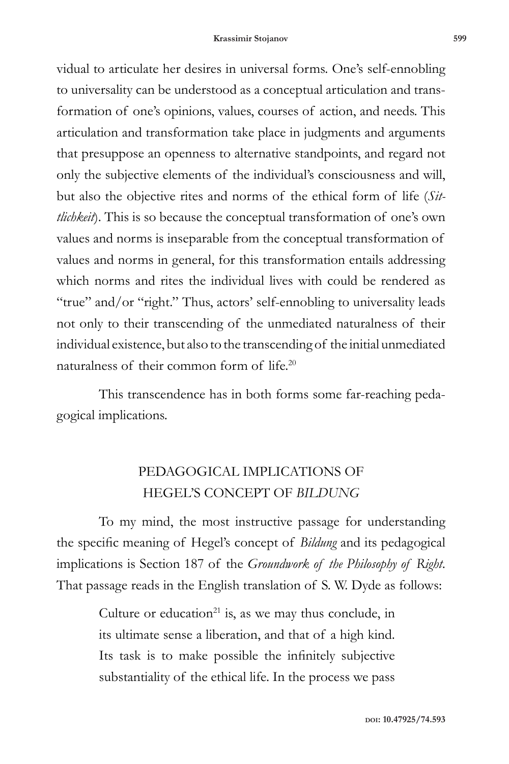vidual to articulate her desires in universal forms. One's self-ennobling to universality can be understood as a conceptual articulation and transformation of one's opinions, values, courses of action, and needs. This articulation and transformation take place in judgments and arguments that presuppose an openness to alternative standpoints, and regard not only the subjective elements of the individual's consciousness and will, but also the objective rites and norms of the ethical form of life (*Sittlichkeit*). This is so because the conceptual transformation of one's own values and norms is inseparable from the conceptual transformation of values and norms in general, for this transformation entails addressing which norms and rites the individual lives with could be rendered as "true" and/or "right." Thus, actors' self-ennobling to universality leads not only to their transcending of the unmediated naturalness of their individual existence, but also to the transcending of the initial unmediated naturalness of their common form of life.[20]

This transcendence has in both forms some far-reaching pedagogical implications.

## PEDAGOGICAL IMPLICATIONS OF HEGEL'S CONCEPT OF *BILDUNG*

To my mind, the most instructive passage for understanding the specific meaning of Hegel's concept of *Bildung* and its pedagogical implications is Section 187 of the *Groundwork of the Philosophy of Right*. That passage reads in the English translation of S. W. Dyde as follows:

> Culture or education[21] is, as we may thus conclude, in its ultimate sense a liberation, and that of a high kind. Its task is to make possible the infinitely subjective substantiality of the ethical life. In the process we pass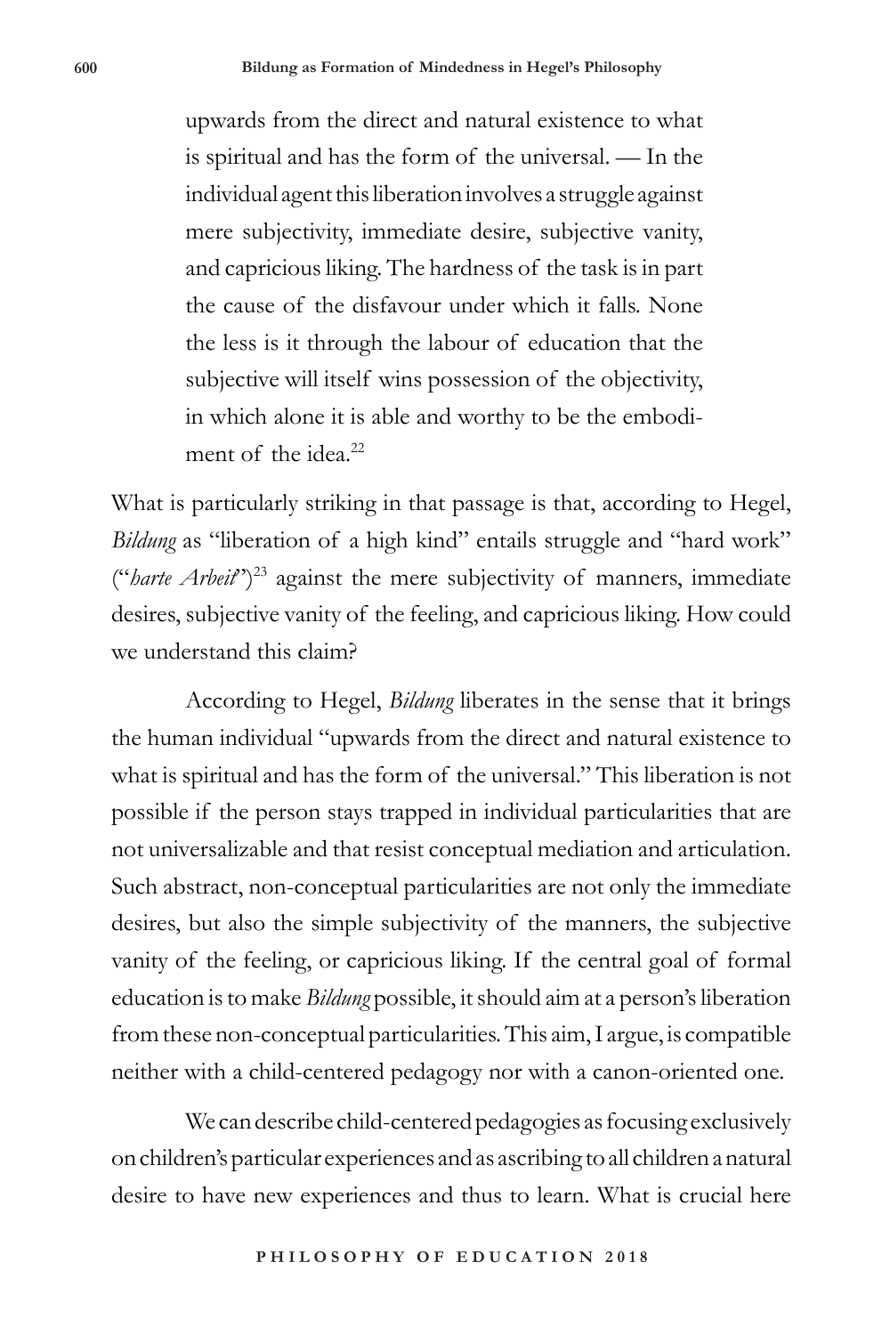> upwards from the direct and natural existence to what is spiritual and has the form of the universal. — In the individual agent this liberation involves a struggle against mere subjectivity, immediate desire, subjective vanity, and capricious liking. The hardness of the task is in part the cause of the disfavour under which it falls. None the less is it through the labour of education that the subjective will itself wins possession of the objectivity, in which alone it is able and worthy to be the embodiment of the idea.[22]

What is particularly striking in that passage is that, according to Hegel, *Bildung* as "liberation of a high kind" entails struggle and "hard work" ("*harte Arbeit*")[23] against the mere subjectivity of manners, immediate desires, subjective vanity of the feeling, and capricious liking. How could we understand this claim?

According to Hegel, *Bildung* liberates in the sense that it brings the human individual "upwards from the direct and natural existence to what is spiritual and has the form of the universal." This liberation is not possible if the person stays trapped in individual particularities that are not universalizable and that resist conceptual mediation and articulation. Such abstract, non-conceptual particularities are not only the immediate desires, but also the simple subjectivity of the manners, the subjective vanity of the feeling, or capricious liking. If the central goal of formal education is to make *Bildung* possible, it should aim at a person's liberation from these non-conceptual particularities. This aim, I argue, is compatible neither with a child-centered pedagogy nor with a canon-oriented one.

We can describe child-centered pedagogies as focusing exclusively on children's particular experiences and as ascribing to all children a natural desire to have new experiences and thus to learn. What is crucial here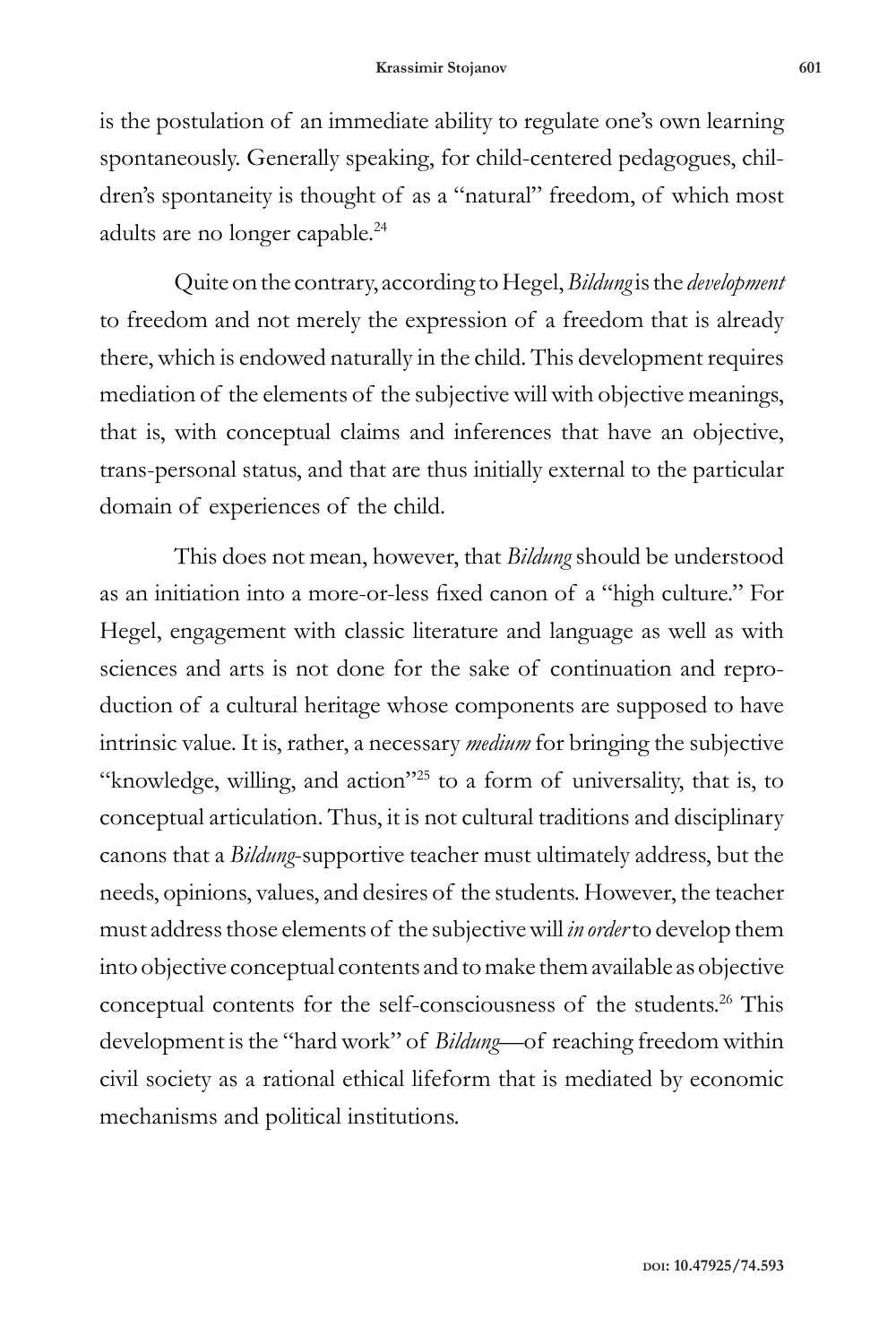is the postulation of an immediate ability to regulate one's own learning spontaneously. Generally speaking, for child-centered pedagogues, children's spontaneity is thought of as a "natural" freedom, of which most adults are no longer capable.[24]

Quite on the contrary, according to Hegel, *Bildung* is the *development* to freedom and not merely the expression of a freedom that is already there, which is endowed naturally in the child. This development requires mediation of the elements of the subjective will with objective meanings, that is, with conceptual claims and inferences that have an objective, trans-personal status, and that are thus initially external to the particular domain of experiences of the child.

This does not mean, however, that *Bildung* should be understood as an initiation into a more-or-less fixed canon of a "high culture." For Hegel, engagement with classic literature and language as well as with sciences and arts is not done for the sake of continuation and reproduction of a cultural heritage whose components are supposed to have intrinsic value. It is, rather, a necessary *medium* for bringing the subjective "knowledge, willing, and action"[25] to a form of universality, that is, to conceptual articulation. Thus, it is not cultural traditions and disciplinary canons that a *Bildung*-supportive teacher must ultimately address, but the needs, opinions, values, and desires of the students. However, the teacher must address those elements of the subjective will *in order* to develop them into objective conceptual contents and to make them available as objective conceptual contents for the self-consciousness of the students.[26] This development is the "hard work" of *Bildung*—of reaching freedom within civil society as a rational ethical lifeform that is mediated by economic mechanisms and political institutions.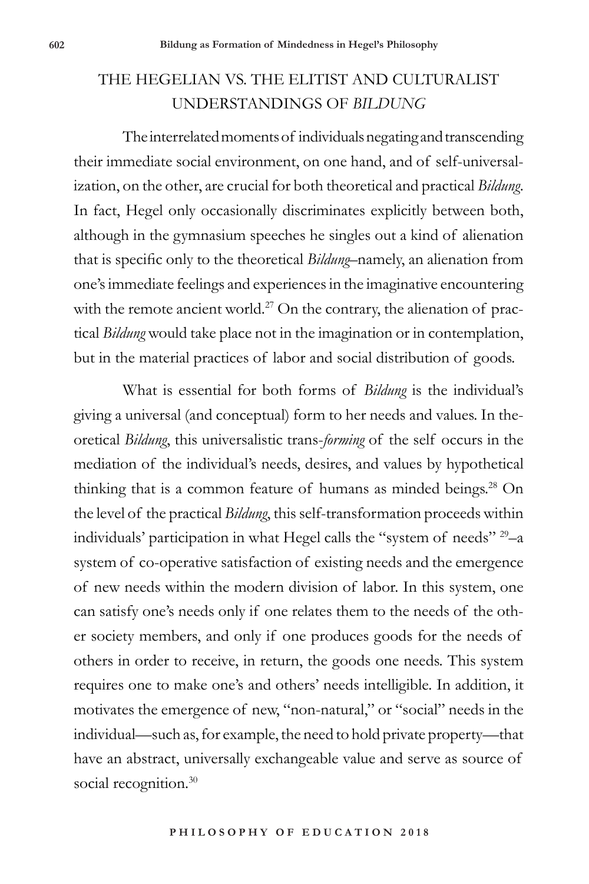## THE HEGELIAN VS. THE ELITIST AND CULTURALIST UNDERSTANDINGS OF *BILDUNG*

The interrelated moments of individuals negating and transcending their immediate social environment, on one hand, and of self-universalization, on the other, are crucial for both theoretical and practical *Bildung*. In fact, Hegel only occasionally discriminates explicitly between both, although in the gymnasium speeches he singles out a kind of alienation that is specific only to the theoretical *Bildung*–namely, an alienation from one's immediate feelings and experiences in the imaginative encountering with the remote ancient world.[27] On the contrary, the alienation of practical *Bildung* would take place not in the imagination or in contemplation, but in the material practices of labor and social distribution of goods.

What is essential for both forms of *Bildung* is the individual's giving a universal (and conceptual) form to her needs and values. In theoretical *Bildung*, this universalistic trans-*forming* of the self occurs in the mediation of the individual's needs, desires, and values by hypothetical thinking that is a common feature of humans as minded beings.[28] On the level of the practical *Bildung*, this self-transformation proceeds within individuals' participation in what Hegel calls the "system of needs" [29]–a system of co-operative satisfaction of existing needs and the emergence of new needs within the modern division of labor. In this system, one can satisfy one's needs only if one relates them to the needs of the other society members, and only if one produces goods for the needs of others in order to receive, in return, the goods one needs. This system requires one to make one's and others' needs intelligible. In addition, it motivates the emergence of new, "non-natural," or "social" needs in the individual—such as, for example, the need to hold private property—that have an abstract, universally exchangeable value and serve as source of social recognition.[30]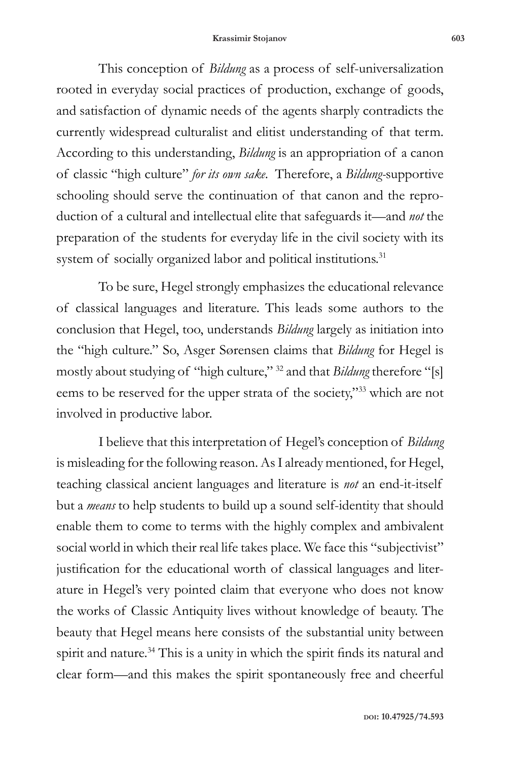This conception of *Bildung* as a process of self-universalization rooted in everyday social practices of production, exchange of goods, and satisfaction of dynamic needs of the agents sharply contradicts the currently widespread culturalist and elitist understanding of that term. According to this understanding, *Bildung* is an appropriation of a canon of classic "high culture" *for its own sake*. Therefore, a *Bildung*-supportive schooling should serve the continuation of that canon and the reproduction of a cultural and intellectual elite that safeguards it—and *not* the preparation of the students for everyday life in the civil society with its system of socially organized labor and political institutions.[31]

To be sure, Hegel strongly emphasizes the educational relevance of classical languages and literature. This leads some authors to the conclusion that Hegel, too, understands *Bildung* largely as initiation into the "high culture." So, Asger Sørensen claims that *Bildung* for Hegel is mostly about studying of "high culture," [32] and that *Bildung* therefore "[s]eems to be reserved for the upper strata of the society,"[33] which are not involved in productive labor.

I believe that this interpretation of Hegel's conception of *Bildung* is misleading for the following reason. As I already mentioned, for Hegel, teaching classical ancient languages and literature is *not* an end-it-itself but a *means* to help students to build up a sound self-identity that should enable them to come to terms with the highly complex and ambivalent social world in which their real life takes place. We face this "subjectivist" justification for the educational worth of classical languages and literature in Hegel's very pointed claim that everyone who does not know the works of Classic Antiquity lives without knowledge of beauty. The beauty that Hegel means here consists of the substantial unity between spirit and nature.[34] This is a unity in which the spirit finds its natural and clear form—and this makes the spirit spontaneously free and cheerful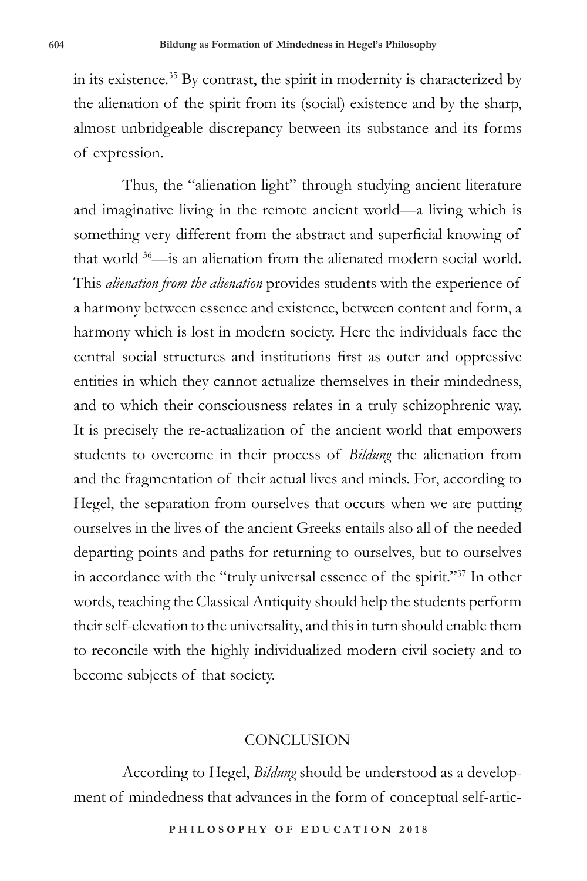in its existence.[35] By contrast, the spirit in modernity is characterized by the alienation of the spirit from its (social) existence and by the sharp, almost unbridgeable discrepancy between its substance and its forms of expression.

Thus, the "alienation light" through studying ancient literature and imaginative living in the remote ancient world—a living which is something very different from the abstract and superficial knowing of that world [36]—is an alienation from the alienated modern social world. This *alienation from the alienation* provides students with the experience of a harmony between essence and existence, between content and form, a harmony which is lost in modern society. Here the individuals face the central social structures and institutions first as outer and oppressive entities in which they cannot actualize themselves in their mindedness, and to which their consciousness relates in a truly schizophrenic way. It is precisely the re-actualization of the ancient world that empowers students to overcome in their process of *Bildung* the alienation from and the fragmentation of their actual lives and minds. For, according to Hegel, the separation from ourselves that occurs when we are putting ourselves in the lives of the ancient Greeks entails also all of the needed departing points and paths for returning to ourselves, but to ourselves in accordance with the "truly universal essence of the spirit."[37] In other words, teaching the Classical Antiquity should help the students perform their self-elevation to the universality, and this in turn should enable them to reconcile with the highly individualized modern civil society and to become subjects of that society.

## CONCLUSION

According to Hegel, *Bildung* should be understood as a development of mindedness that advances in the form of conceptual self-artic-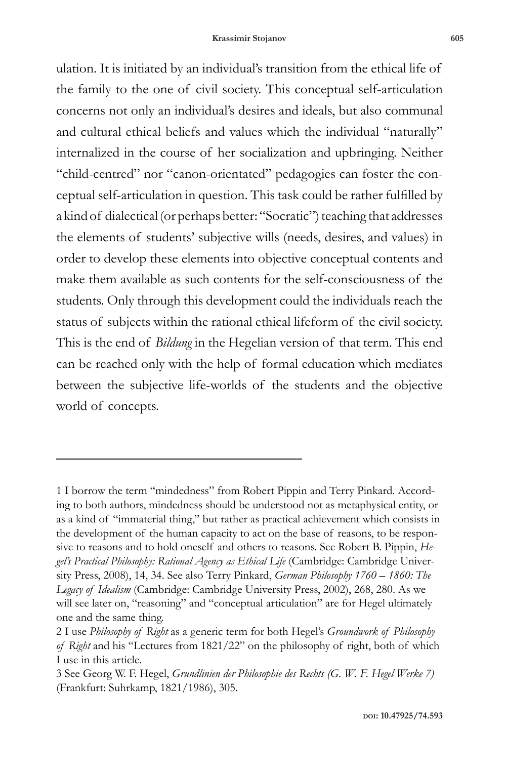ulation. It is initiated by an individual's transition from the ethical life of the family to the one of civil society. This conceptual self-articulation concerns not only an individual's desires and ideals, but also communal and cultural ethical beliefs and values which the individual "naturally" internalized in the course of her socialization and upbringing. Neither "child-centred" nor "canon-orientated" pedagogies can foster the conceptual self-articulation in question. This task could be rather fulfilled by a kind of dialectical (or perhaps better: "Socratic") teaching that addresses the elements of students' subjective wills (needs, desires, and values) in order to develop these elements into objective conceptual contents and make them available as such contents for the self-consciousness of the students. Only through this development could the individuals reach the status of subjects within the rational ethical lifeform of the civil society. This is the end of *Bildung* in the Hegelian version of that term. This end can be reached only with the help of formal education which mediates between the subjective life-worlds of the students and the objective world of concepts.

---

1 I borrow the term "mindedness" from Robert Pippin and Terry Pinkard. According to both authors, mindedness should be understood not as metaphysical entity, or as a kind of "immaterial thing," but rather as practical achievement which consists in the development of the human capacity to act on the base of reasons, to be responsive to reasons and to hold oneself and others to reasons. See Robert B. Pippin, *Hegel's Practical Philosophy: Rational Agency as Ethical Life* (Cambridge: Cambridge University Press, 2008), 14, 34. See also Terry Pinkard, *German Philosophy 1760 – 1860: The Legacy of Idealism* (Cambridge: Cambridge University Press, 2002), 268, 280. As we will see later on, "reasoning" and "conceptual articulation" are for Hegel ultimately one and the same thing.

2 I use *Philosophy of Right* as a generic term for both Hegel's *Groundwork of Philosophy of Right* and his "Lectures from 1821/22" on the philosophy of right, both of which I use in this article.

3 See Georg W. F. Hegel, *Grundlinien der Philosophie des Rechts (G. W. F. Hegel Werke 7)* (Frankfurt: Suhrkamp, 1821/1986), 305.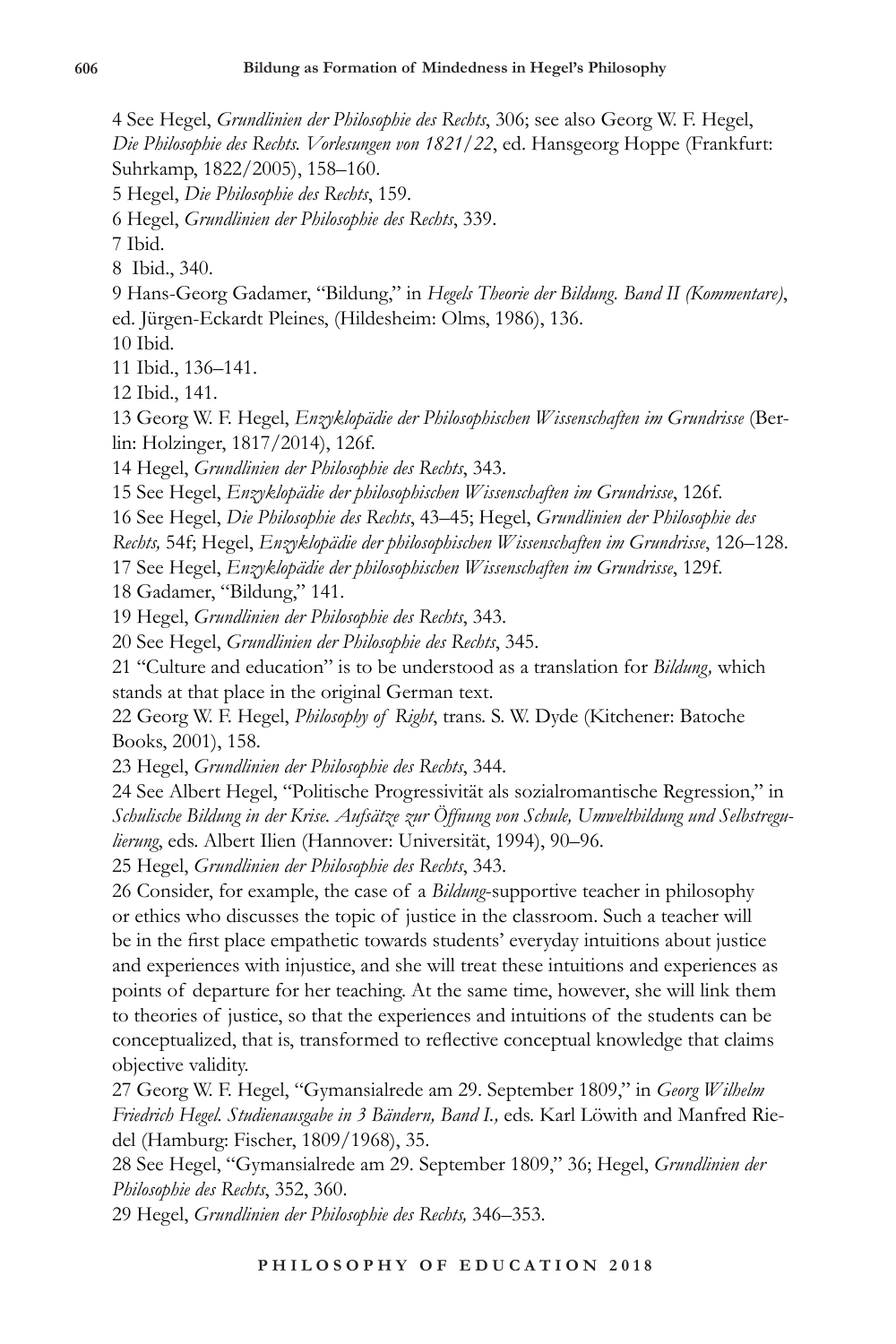4 See Hegel, *Grundlinien der Philosophie des Rechts*, 306; see also Georg W. F. Hegel, *Die Philosophie des Rechts. Vorlesungen von 1821/22*, ed. Hansgeorg Hoppe (Frankfurt: Suhrkamp, 1822/2005), 158–160.

5 Hegel, *Die Philosophie des Rechts*, 159.

6 Hegel, *Grundlinien der Philosophie des Rechts*, 339.

7 Ibid.

8 Ibid., 340.

9 Hans-Georg Gadamer, "Bildung," in *Hegels Theorie der Bildung. Band II (Kommentare)*, ed. Jürgen-Eckardt Pleines, (Hildesheim: Olms, 1986), 136.

10 Ibid.

11 Ibid., 136–141.

12 Ibid., 141.

13 Georg W. F. Hegel, *Enzyklopädie der Philosophischen Wissenschaften im Grundrisse* (Berlin: Holzinger, 1817/2014), 126f.

14 Hegel, *Grundlinien der Philosophie des Rechts*, 343.

15 See Hegel, *Enzyklopädie der philosophischen Wissenschaften im Grundrisse*, 126f.

16 See Hegel, *Die Philosophie des Rechts*, 43–45; Hegel, *Grundlinien der Philosophie des Rechts,* 54f; Hegel, *Enzyklopädie der philosophischen Wissenschaften im Grundrisse*, 126–128.

17 See Hegel, *Enzyklopädie der philosophischen Wissenschaften im Grundrisse*, 129f.

18 Gadamer, "Bildung," 141.

19 Hegel, *Grundlinien der Philosophie des Rechts*, 343.

20 See Hegel, *Grundlinien der Philosophie des Rechts*, 345.

21 "Culture and education" is to be understood as a translation for *Bildung,* which stands at that place in the original German text.

22 Georg W. F. Hegel, *Philosophy of Right*, trans. S. W. Dyde (Kitchener: Batoche Books, 2001), 158.

23 Hegel, *Grundlinien der Philosophie des Rechts*, 344.

24 See Albert Hegel, "Politische Progressivität als sozialromantische Regression," in *Schulische Bildung in der Krise. Aufsätze zur Öffnung von Schule, Umweltbildung und Selbstregulierung*, eds. Albert Ilien (Hannover: Universität, 1994), 90–96.

25 Hegel, *Grundlinien der Philosophie des Rechts*, 343.

26 Consider, for example, the case of a *Bildung*-supportive teacher in philosophy or ethics who discusses the topic of justice in the classroom. Such a teacher will be in the first place empathetic towards students' everyday intuitions about justice and experiences with injustice, and she will treat these intuitions and experiences as points of departure for her teaching. At the same time, however, she will link them to theories of justice, so that the experiences and intuitions of the students can be conceptualized, that is, transformed to reflective conceptual knowledge that claims objective validity.

27 Georg W. F. Hegel, "Gymansialrede am 29. September 1809," in *Georg Wilhelm Friedrich Hegel. Studienausgabe in 3 Bändern, Band I.,* eds. Karl Löwith and Manfred Riedel (Hamburg: Fischer, 1809/1968), 35.

28 See Hegel, "Gymansialrede am 29. September 1809," 36; Hegel, *Grundlinien der Philosophie des Rechts*, 352, 360.

29 Hegel, *Grundlinien der Philosophie des Rechts,* 346–353.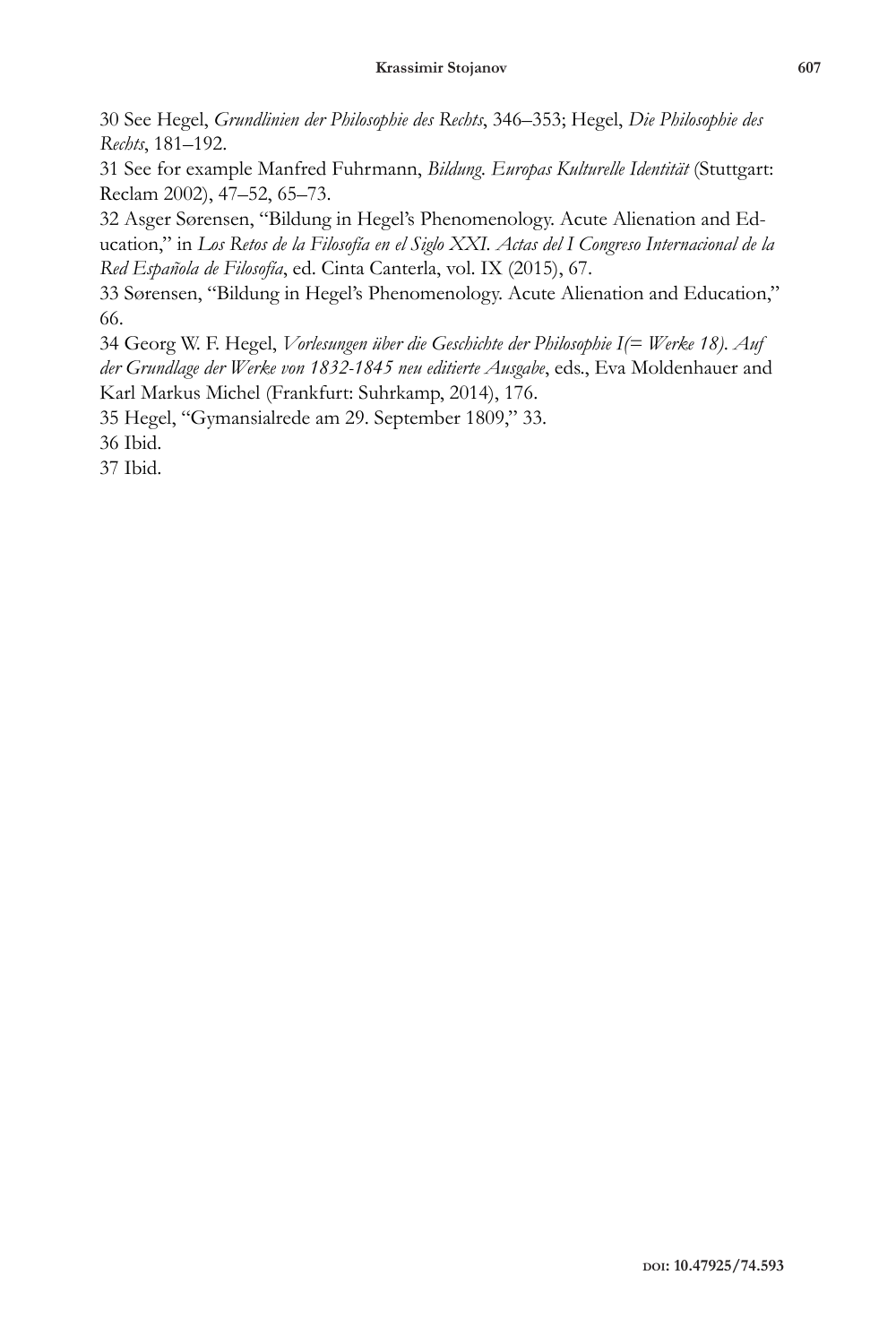30 See Hegel, *Grundlinien der Philosophie des Rechts*, 346–353; Hegel, *Die Philosophie des Rechts*, 181–192.

31 See for example Manfred Fuhrmann, *Bildung. Europas Kulturelle Identität* (Stuttgart: Reclam 2002), 47–52, 65–73.

32 Asger Sørensen, "Bildung in Hegel's Phenomenology. Acute Alienation and Education," in *Los Retos de la Filosofía en el Siglo XXI. Actas del I Congreso Internacional de la Red Española de Filosofía*, ed. Cinta Canterla, vol. IX (2015), 67.

33 Sørensen, "Bildung in Hegel's Phenomenology. Acute Alienation and Education," 66.

34 Georg W. F. Hegel, *Vorlesungen über die Geschichte der Philosophie I(= Werke 18). Auf der Grundlage der Werke von 1832-1845 neu editierte Ausgabe*, eds., Eva Moldenhauer and Karl Markus Michel (Frankfurt: Suhrkamp, 2014), 176.

35 Hegel, "Gymansialrede am 29. September 1809," 33.

36 Ibid.

37 Ibid.